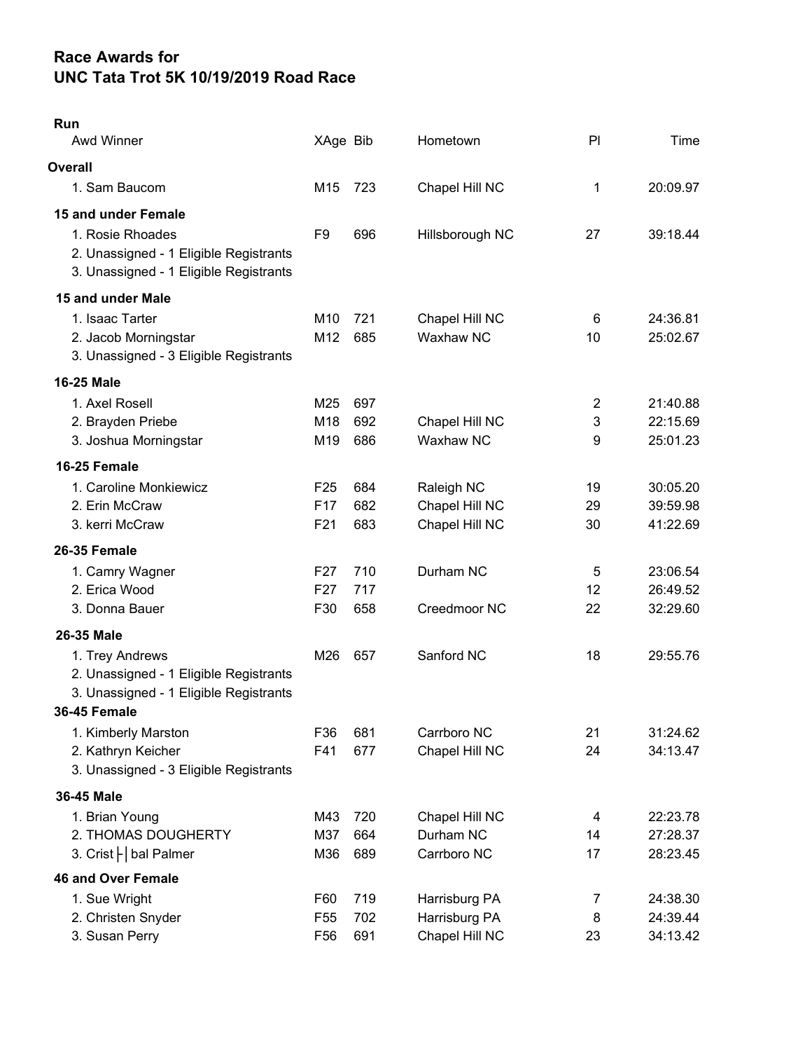# Race Awards for
# UNC Tata Trot 5K 10/19/2019 Road Race

**Run**

| Awd Winner | XAge | Bib | Hometown | Pl | Time |
|---|---|---|---|---|---|
| **Overall** | | | | | |
| 1. Sam Baucom | M15 | 723 | Chapel Hill NC | 1 | 20:09.97 |
| **15 and under Female** | | | | | |
| 1. Rosie Rhoades | F9 | 696 | Hillsborough NC | 27 | 39:18.44 |
| 2. Unassigned - 1 Eligible Registrants | | | | | |
| 3. Unassigned - 1 Eligible Registrants | | | | | |
| **15 and under Male** | | | | | |
| 1. Isaac Tarter | M10 | 721 | Chapel Hill NC | 6 | 24:36.81 |
| 2. Jacob Morningstar | M12 | 685 | Waxhaw NC | 10 | 25:02.67 |
| 3. Unassigned - 3 Eligible Registrants | | | | | |
| **16-25 Male** | | | | | |
| 1. Axel Rosell | M25 | 697 | | 2 | 21:40.88 |
| 2. Brayden Priebe | M18 | 692 | Chapel Hill NC | 3 | 22:15.69 |
| 3. Joshua Morningstar | M19 | 686 | Waxhaw NC | 9 | 25:01.23 |
| **16-25 Female** | | | | | |
| 1. Caroline Monkiewicz | F25 | 684 | Raleigh NC | 19 | 30:05.20 |
| 2. Erin McCraw | F17 | 682 | Chapel Hill NC | 29 | 39:59.98 |
| 3. kerri McCraw | F21 | 683 | Chapel Hill NC | 30 | 41:22.69 |
| **26-35 Female** | | | | | |
| 1. Camry Wagner | F27 | 710 | Durham NC | 5 | 23:06.54 |
| 2. Erica Wood | F27 | 717 | | 12 | 26:49.52 |
| 3. Donna Bauer | F30 | 658 | Creedmoor NC | 22 | 32:29.60 |
| **26-35 Male** | | | | | |
| 1. Trey Andrews | M26 | 657 | Sanford NC | 18 | 29:55.76 |
| 2. Unassigned - 1 Eligible Registrants | | | | | |
| 3. Unassigned - 1 Eligible Registrants | | | | | |
| **36-45 Female** | | | | | |
| 1. Kimberly Marston | F36 | 681 | Carrboro NC | 21 | 31:24.62 |
| 2. Kathryn Keicher | F41 | 677 | Chapel Hill NC | 24 | 34:13.47 |
| 3. Unassigned - 3 Eligible Registrants | | | | | |
| **36-45 Male** | | | | | |
| 1. Brian Young | M43 | 720 | Chapel Hill NC | 4 | 22:23.78 |
| 2. THOMAS DOUGHERTY | M37 | 664 | Durham NC | 14 | 27:28.37 |
| 3. Crist├│bal Palmer | M36 | 689 | Carrboro NC | 17 | 28:23.45 |
| **46 and Over Female** | | | | | |
| 1. Sue Wright | F60 | 719 | Harrisburg PA | 7 | 24:38.30 |
| 2. Christen Snyder | F55 | 702 | Harrisburg PA | 8 | 24:39.44 |
| 3. Susan Perry | F56 | 691 | Chapel Hill NC | 23 | 34:13.42 |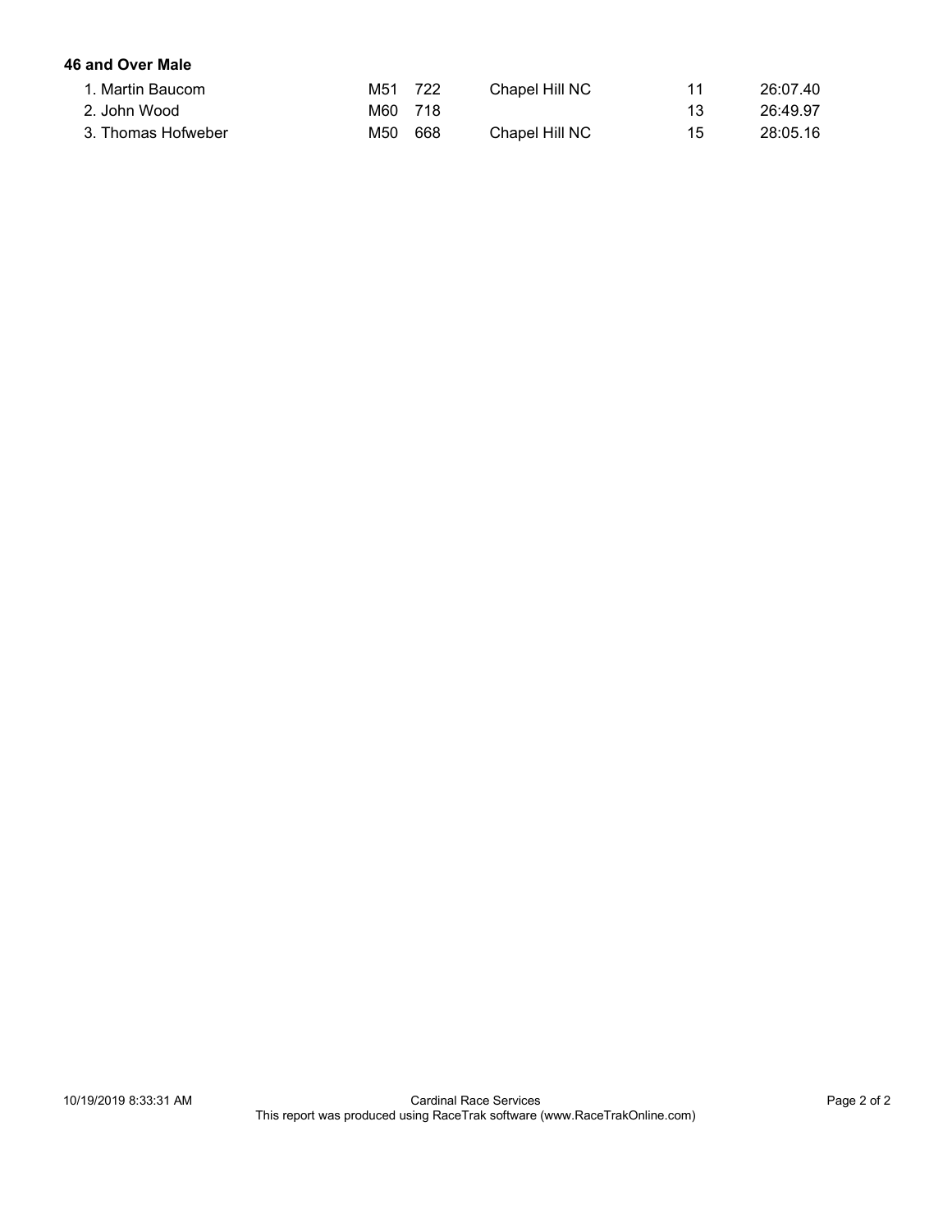**46 and Over Male**

| | | | | | |
|---|---|---|---|---|---|
| 1. Martin Baucom | M51 | 722 | Chapel Hill NC | 11 | 26:07.40 |
| 2. John Wood | M60 | 718 | | 13 | 26:49.97 |
| 3. Thomas Hofweber | M50 | 668 | Chapel Hill NC | 15 | 28:05.16 |

10/19/2019 8:33:31 AM

Cardinal Race Services
This report was produced using RaceTrak software (www.RaceTrakOnline.com)